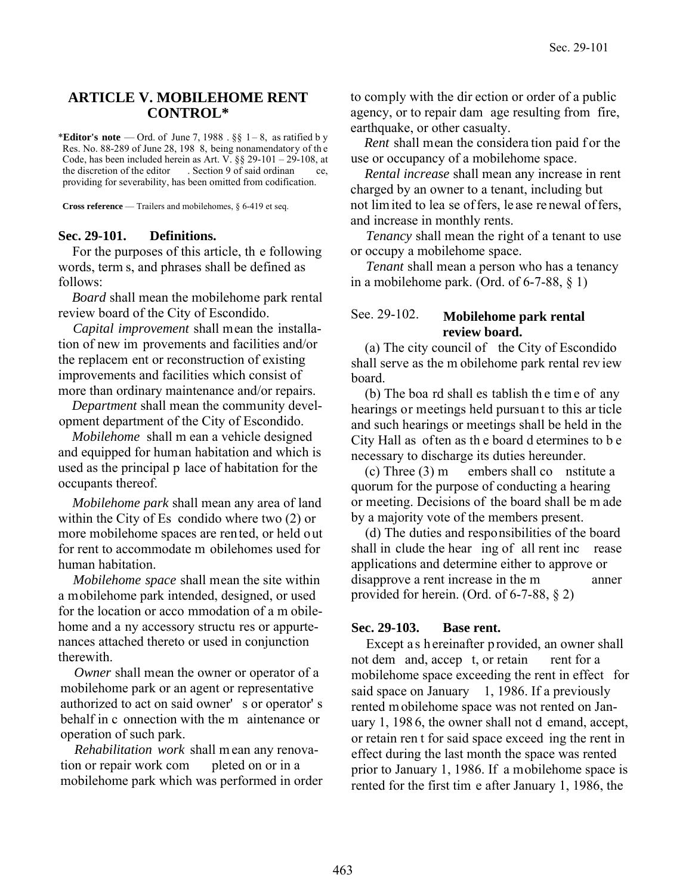# ARTICLE V. MOBILEHOME RENT CONTROL*

*__Editor's note__ — Ord. of June 7, 1988 . §§ 1 – 8, as ratified by Res. No. 88-289 of June 28, 1988, being nonamendatory of the Code, has been included herein as Art. V. §§ 29-101 – 29-108, at the discretion of the editor. Section 9 of said ordinance, providing for severability, has been omitted from codification.

**Cross reference** — Trailers and mobilehomes, § 6-419 et seq.

### Sec. 29-101. Definitions.

For the purposes of this article, the following words, terms, and phrases shall be defined as follows:

*Board* shall mean the mobilehome park rental review board of the City of Escondido.

*Capital improvement* shall mean the installation of new improvements and facilities and/or the replacement or reconstruction of existing improvements and facilities which consist of more than ordinary maintenance and/or repairs.

*Department* shall mean the community development department of the City of Escondido.

*Mobilehome* shall mean a vehicle designed and equipped for human habitation and which is used as the principal place of habitation for the occupants thereof.

*Mobilehome park* shall mean any area of land within the City of Escondido where two (2) or more mobilehome spaces are rented, or held out for rent to accommodate mobilehomes used for human habitation.

*Mobilehome space* shall mean the site within a mobilehome park intended, designed, or used for the location or accommodation of a mobilehome and any accessory structures or appurtenances attached thereto or used in conjunction therewith.

*Owner* shall mean the owner or operator of a mobilehome park or an agent or representative authorized to act on said owner's or operator's behalf in connection with the maintenance or operation of such park.

*Rehabilitation work* shall mean any renovation or repair work completed on or in a mobilehome park which was performed in order to comply with the direction or order of a public agency, or to repair damage resulting from fire, earthquake, or other casualty.

*Rent* shall mean the consideration paid for the use or occupancy of a mobilehome space.

*Rental increase* shall mean any increase in rent charged by an owner to a tenant, including but not limited to lease offers, lease renewal offers, and increase in monthly rents.

*Tenancy* shall mean the right of a tenant to use or occupy a mobilehome space.

*Tenant* shall mean a person who has a tenancy in a mobilehome park. (Ord. of 6-7-88, § 1)

### See. 29-102. Mobilehome park rental review board.

(a) The city council of the City of Escondido shall serve as the mobilehome park rental review board.

(b) The board shall establish the time of any hearings or meetings held pursuant to this article and such hearings or meetings shall be held in the City Hall as often as the board determines to be necessary to discharge its duties hereunder.

(c) Three (3) members shall constitute a quorum for the purpose of conducting a hearing or meeting. Decisions of the board shall be made by a majority vote of the members present.

(d) The duties and responsibilities of the board shall include the hearing of all rent increase applications and determine either to approve or disapprove a rent increase in the manner provided for herein. (Ord. of 6-7-88, § 2)

### Sec. 29-103. Base rent.

Except as hereinafter provided, an owner shall not demand, accept, or retain rent for a mobilehome space exceeding the rent in effect for said space on January 1, 1986. If a previously rented mobilehome space was not rented on January 1, 1986, the owner shall not demand, accept, or retain rent for said space exceeding the rent in effect during the last month the space was rented prior to January 1, 1986. If a mobilehome space is rented for the first time after January 1, 1986, the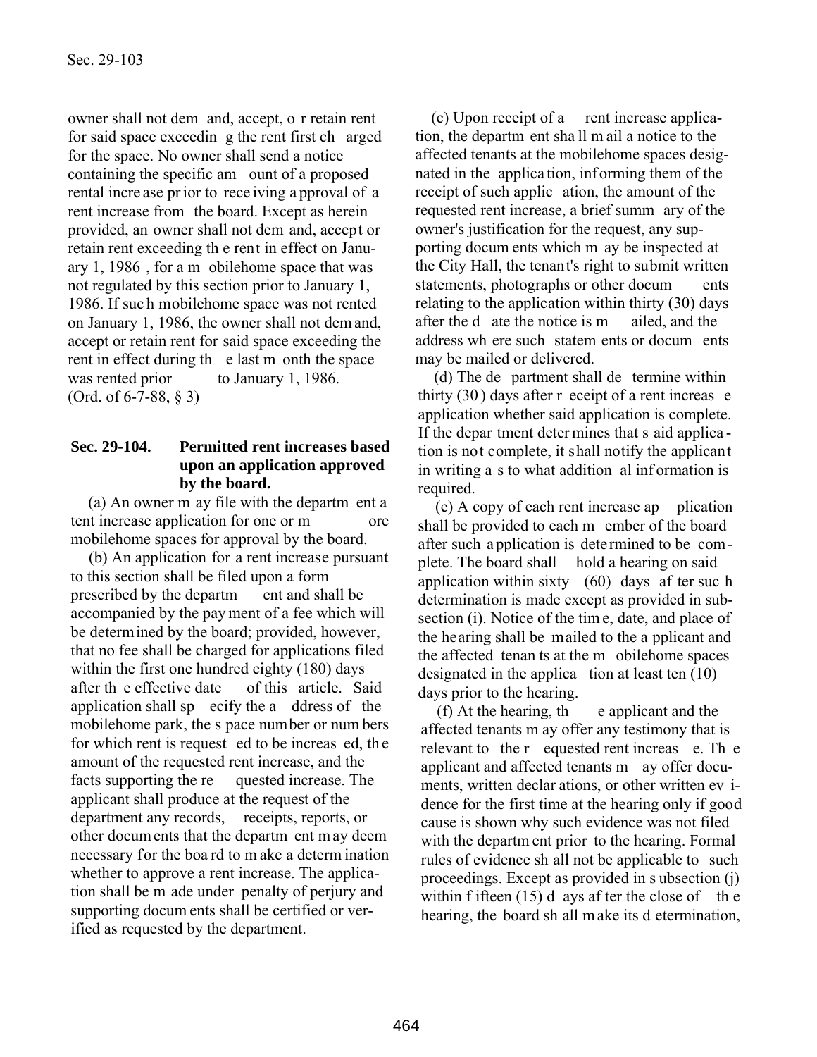owner shall not demand, accept, or retain rent for said space exceeding the rent first charged for the space. No owner shall send a notice containing the specific amount of a proposed rental increase prior to receiving approval of a rent increase from the board. Except as herein provided, an owner shall not demand, accept or retain rent exceeding the rent in effect on January 1, 1986, for a mobilehome space that was not regulated by this section prior to January 1, 1986. If such mobilehome space was not rented on January 1, 1986, the owner shall not demand, accept or retain rent for said space exceeding the rent in effect during the last month the space was rented prior to January 1, 1986.
(Ord. of 6-7-88, § 3)

### Sec. 29-104. Permitted rent increases based upon an application approved by the board.

(a) An owner may file with the department a tent increase application for one or more mobilehome spaces for approval by the board.

(b) An application for a rent increase pursuant to this section shall be filed upon a form prescribed by the department and shall be accompanied by the payment of a fee which will be determined by the board; provided, however, that no fee shall be charged for applications filed within the first one hundred eighty (180) days after the effective date of this article. Said application shall specify the address of the mobilehome park, the space number or numbers for which rent is requested to be increased, the amount of the requested rent increase, and the facts supporting the requested increase. The applicant shall produce at the request of the department any records, receipts, reports, or other documents that the department may deem necessary for the board to make a determination whether to approve a rent increase. The application shall be made under penalty of perjury and supporting documents shall be certified or verified as requested by the department.

(c) Upon receipt of a rent increase application, the department shall mail a notice to the affected tenants at the mobilehome spaces designated in the application, informing them of the receipt of such application, the amount of the requested rent increase, a brief summary of the owner's justification for the request, any supporting documents which may be inspected at the City Hall, the tenant's right to submit written statements, photographs or other documents relating to the application within thirty (30) days after the date the notice is mailed, and the address where such statements or documents may be mailed or delivered.

(d) The department shall determine within thirty (30) days after receipt of a rent increase application whether said application is complete. If the department determines that said application is not complete, it shall notify the applicant in writing as to what additional information is required.

(e) A copy of each rent increase application shall be provided to each member of the board after such application is determined to be complete. The board shall hold a hearing on said application within sixty (60) days after such determination is made except as provided in subsection (i). Notice of the time, date, and place of the hearing shall be mailed to the applicant and the affected tenants at the mobilehome spaces designated in the application at least ten (10) days prior to the hearing.

(f) At the hearing, the applicant and the affected tenants may offer any testimony that is relevant to the requested rent increase. The applicant and affected tenants may offer documents, written declarations, or other written evidence for the first time at the hearing only if good cause is shown why such evidence was not filed with the department prior to the hearing. Formal rules of evidence shall not be applicable to such proceedings. Except as provided in subsection (j) within fifteen (15) days after the close of the hearing, the board shall make its determination,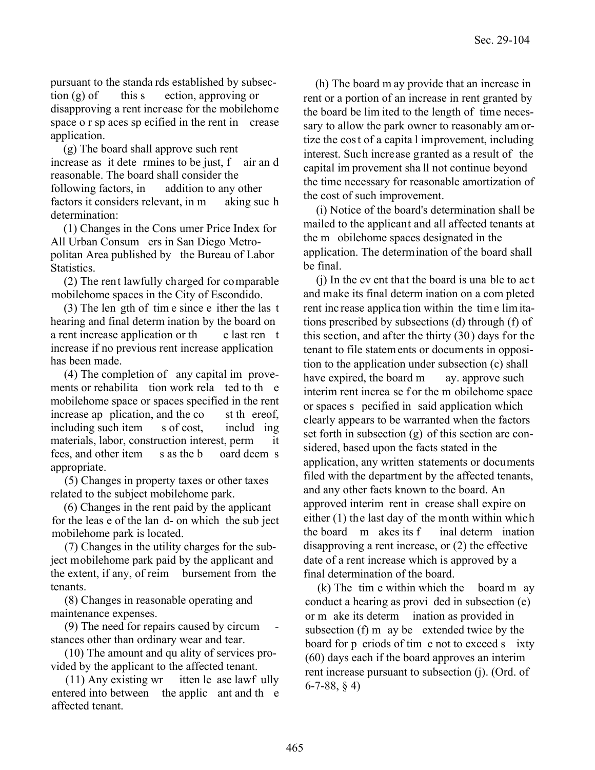pursuant to the standards established by subsection (g) of this section, approving or disapproving a rent increase for the mobilehome space or spaces specified in the rent increase application.

(g) The board shall approve such rent increase as it determines to be just, fair and reasonable. The board shall consider the following factors, in addition to any other factors it considers relevant, in making such determination:

(1) Changes in the Consumer Price Index for All Urban Consumers in San Diego Metropolitan Area published by the Bureau of Labor Statistics.

(2) The rent lawfully charged for comparable mobilehome spaces in the City of Escondido.

(3) The length of time since either the last hearing and final determination by the board on a rent increase application or the last rent increase if no previous rent increase application has been made.

(4) The completion of any capital improvements or rehabilitation work related to the mobilehome space or spaces specified in the rent increase application, and the cost thereof, including such items of cost, including materials, labor, construction interest, permit fees, and other items as the board deems appropriate.

(5) Changes in property taxes or other taxes related to the subject mobilehome park.

(6) Changes in the rent paid by the applicant for the lease of the land- on which the subject mobilehome park is located.

(7) Changes in the utility charges for the subject mobilehome park paid by the applicant and the extent, if any, of reimbursement from the tenants.

(8) Changes in reasonable operating and maintenance expenses.

(9) The need for repairs caused by circumstances other than ordinary wear and tear.

(10) The amount and quality of services provided by the applicant to the affected tenant.

(11) Any existing written lease lawfully entered into between the applicant and the affected tenant.

(h) The board may provide that an increase in rent or a portion of an increase in rent granted by the board be limited to the length of time necessary to allow the park owner to reasonably amortize the cost of a capital improvement, including interest. Such increase granted as a result of the capital improvement shall not continue beyond the time necessary for reasonable amortization of the cost of such improvement.

(i) Notice of the board's determination shall be mailed to the applicant and all affected tenants at the mobilehome spaces designated in the application. The determination of the board shall be final.

(j) In the event that the board is unable to act and make its final determination on a completed rent increase application within the time limitations prescribed by subsections (d) through (f) of this section, and after the thirty (30) days for the tenant to file statements or documents in opposition to the application under subsection (c) shall have expired, the board may. approve such interim rent increase for the mobilehome space or spaces specified in said application which clearly appears to be warranted when the factors set forth in subsection (g) of this section are considered, based upon the facts stated in the application, any written statements or documents filed with the department by the affected tenants, and any other facts known to the board. An approved interim rent increase shall expire on either (1) the last day of the month within which the board makes its final determination disapproving a rent increase, or (2) the effective date of a rent increase which is approved by a final determination of the board.

(k) The time within which the board may conduct a hearing as provided in subsection (e) or make its determination as provided in subsection (f) may be extended twice by the board for periods of time not to exceed sixty (60) days each if the board approves an interim rent increase pursuant to subsection (j). (Ord. of 6-7-88, § 4)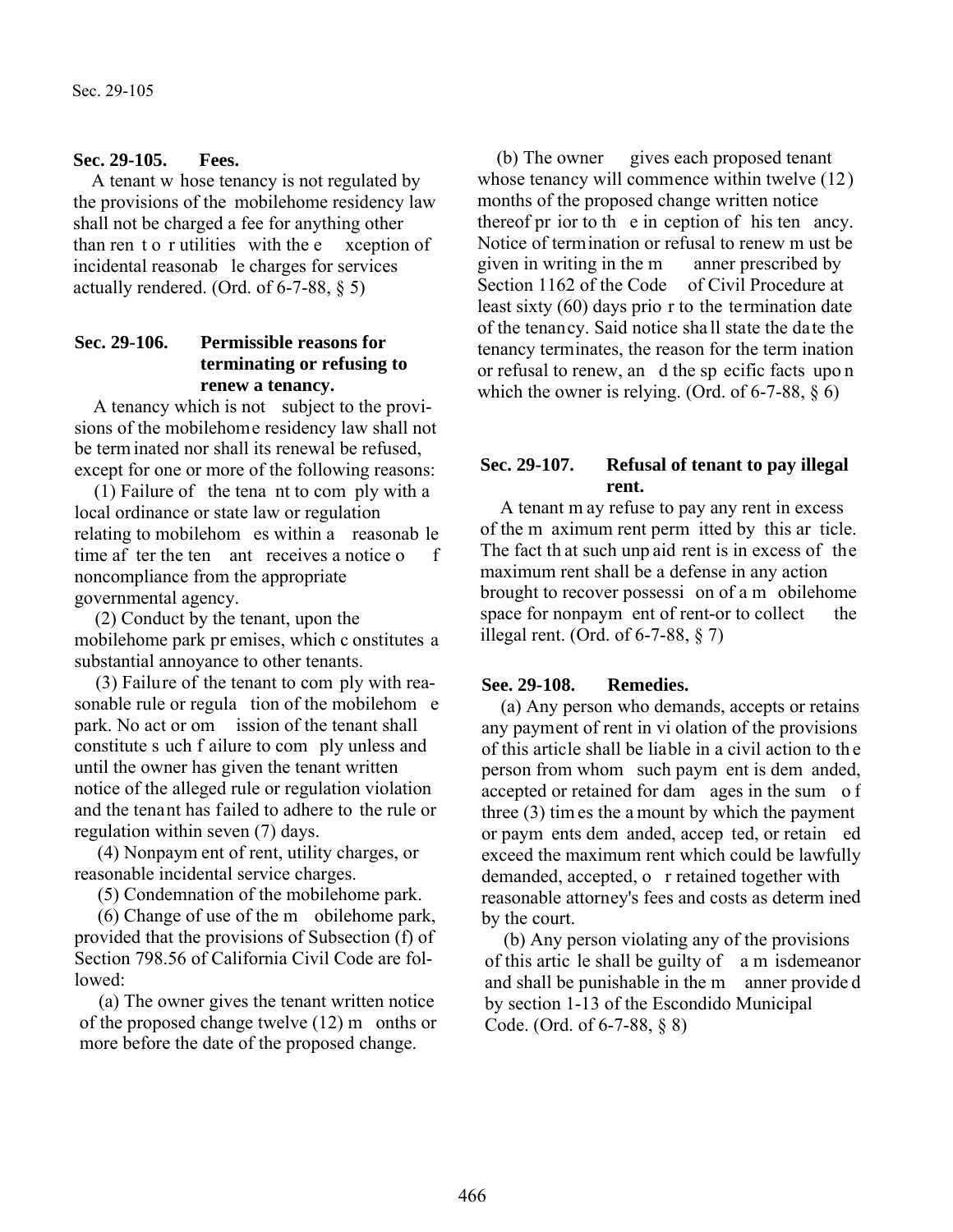**Sec. 29-105. Fees.**

A tenant whose tenancy is not regulated by the provisions of the mobilehome residency law shall not be charged a fee for anything other than rent or utilities with the exception of incidental reasonable charges for services actually rendered. (Ord. of 6-7-88, § 5)

**Sec. 29-106. Permissible reasons for terminating or refusing to renew a tenancy.**

A tenancy which is not subject to the provisions of the mobilehome residency law shall not be terminated nor shall its renewal be refused, except for one or more of the following reasons:

(1) Failure of the tenant to comply with a local ordinance or state law or regulation relating to mobilehomes within a reasonable time after the tenant receives a notice of noncompliance from the appropriate governmental agency.

(2) Conduct by the tenant, upon the mobilehome park premises, which constitutes a substantial annoyance to other tenants.

(3) Failure of the tenant to comply with reasonable rule or regulation of the mobilehome park. No act or omission of the tenant shall constitute such failure to comply unless and until the owner has given the tenant written notice of the alleged rule or regulation violation and the tenant has failed to adhere to the rule or regulation within seven (7) days.

(4) Nonpayment of rent, utility charges, or reasonable incidental service charges.

(5) Condemnation of the mobilehome park.

(6) Change of use of the mobilehome park, provided that the provisions of Subsection (f) of Section 798.56 of California Civil Code are followed:

(a) The owner gives the tenant written notice of the proposed change twelve (12) months or more before the date of the proposed change.

(b) The owner gives each proposed tenant whose tenancy will commence within twelve (12) months of the proposed change written notice thereof prior to the inception of his tenancy. Notice of termination or refusal to renew must be given in writing in the manner prescribed by Section 1162 of the Code of Civil Procedure at least sixty (60) days prior to the termination date of the tenancy. Said notice shall state the date the tenancy terminates, the reason for the termination or refusal to renew, and the specific facts upon which the owner is relying. (Ord. of 6-7-88, § 6)

**Sec. 29-107. Refusal of tenant to pay illegal rent.**

A tenant may refuse to pay any rent in excess of the maximum rent permitted by this article. The fact that such unpaid rent is in excess of the maximum rent shall be a defense in any action brought to recover possession of a mobilehome space for nonpayment of rent-or to collect the illegal rent. (Ord. of 6-7-88, § 7)

**See. 29-108. Remedies.**

(a) Any person who demands, accepts or retains any payment of rent in violation of the provisions of this article shall be liable in a civil action to the person from whom such payment is demanded, accepted or retained for damages in the sum of three (3) times the amount by which the payment or payments demanded, accepted, or retained exceed the maximum rent which could be lawfully demanded, accepted, or retained together with reasonable attorney's fees and costs as determined by the court.

(b) Any person violating any of the provisions of this article shall be guilty of a misdemeanor and shall be punishable in the manner provided by section 1-13 of the Escondido Municipal Code. (Ord. of 6-7-88, § 8)